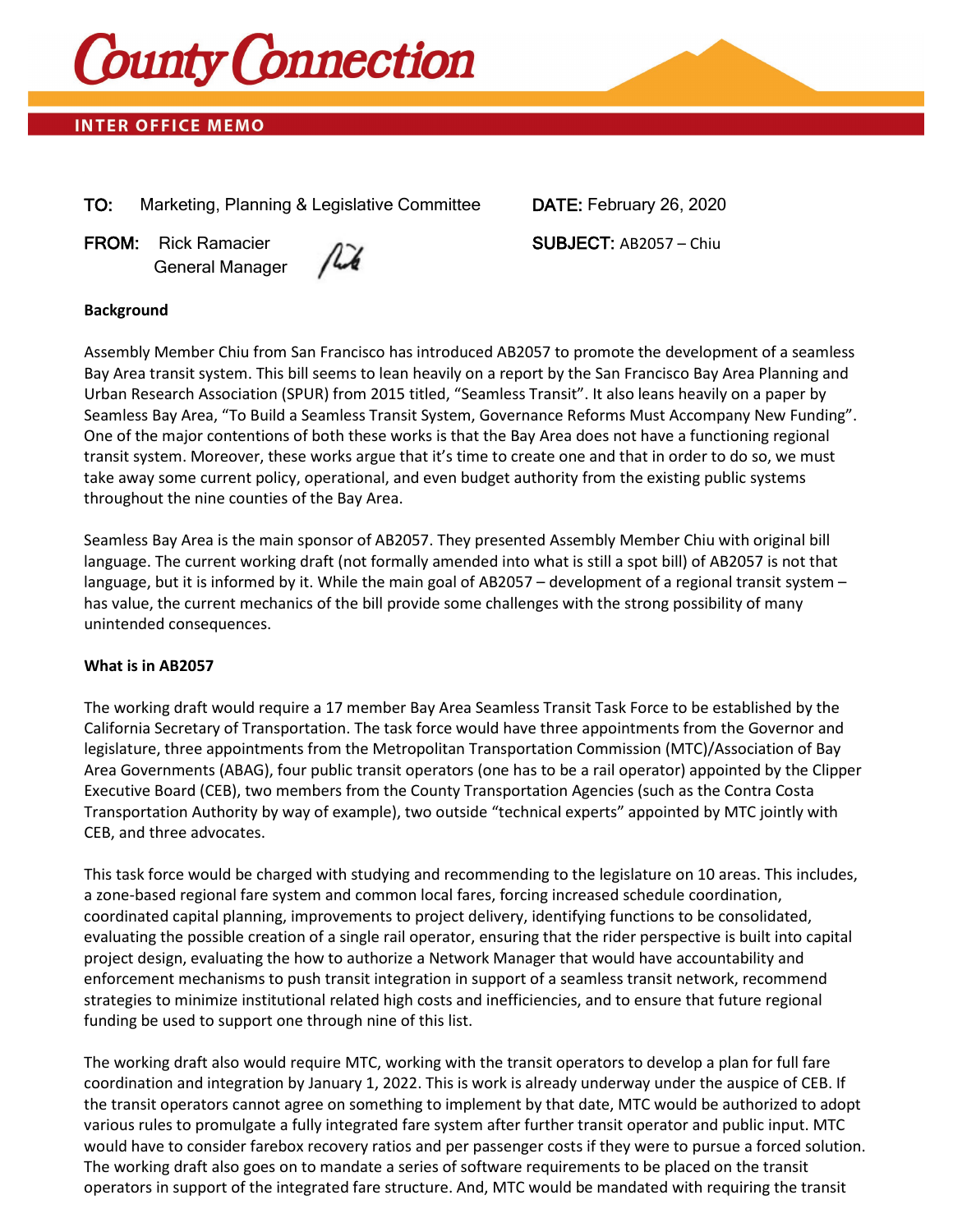# County Connection

## INTER OFFICE MEMO

**TO:** Marketing, Planning & Legislative Committee

**DATE:** February 26, 2020

**FROM:** Rick Ramacier
General Manager

**SUBJECT:** AB2057 – Chiu

**Background**

Assembly Member Chiu from San Francisco has introduced AB2057 to promote the development of a seamless Bay Area transit system. This bill seems to lean heavily on a report by the San Francisco Bay Area Planning and Urban Research Association (SPUR) from 2015 titled, "Seamless Transit". It also leans heavily on a paper by Seamless Bay Area, "To Build a Seamless Transit System, Governance Reforms Must Accompany New Funding". One of the major contentions of both these works is that the Bay Area does not have a functioning regional transit system. Moreover, these works argue that it's time to create one and that in order to do so, we must take away some current policy, operational, and even budget authority from the existing public systems throughout the nine counties of the Bay Area.

Seamless Bay Area is the main sponsor of AB2057. They presented Assembly Member Chiu with original bill language. The current working draft (not formally amended into what is still a spot bill) of AB2057 is not that language, but it is informed by it. While the main goal of AB2057 – development of a regional transit system – has value, the current mechanics of the bill provide some challenges with the strong possibility of many unintended consequences.

**What is in AB2057**

The working draft would require a 17 member Bay Area Seamless Transit Task Force to be established by the California Secretary of Transportation. The task force would have three appointments from the Governor and legislature, three appointments from the Metropolitan Transportation Commission (MTC)/Association of Bay Area Governments (ABAG), four public transit operators (one has to be a rail operator) appointed by the Clipper Executive Board (CEB), two members from the County Transportation Agencies (such as the Contra Costa Transportation Authority by way of example), two outside "technical experts" appointed by MTC jointly with CEB, and three advocates.

This task force would be charged with studying and recommending to the legislature on 10 areas. This includes, a zone-based regional fare system and common local fares, forcing increased schedule coordination, coordinated capital planning, improvements to project delivery, identifying functions to be consolidated, evaluating the possible creation of a single rail operator, ensuring that the rider perspective is built into capital project design, evaluating the how to authorize a Network Manager that would have accountability and enforcement mechanisms to push transit integration in support of a seamless transit network, recommend strategies to minimize institutional related high costs and inefficiencies, and to ensure that future regional funding be used to support one through nine of this list.

The working draft also would require MTC, working with the transit operators to develop a plan for full fare coordination and integration by January 1, 2022. This is work is already underway under the auspice of CEB. If the transit operators cannot agree on something to implement by that date, MTC would be authorized to adopt various rules to promulgate a fully integrated fare system after further transit operator and public input. MTC would have to consider farebox recovery ratios and per passenger costs if they were to pursue a forced solution. The working draft also goes on to mandate a series of software requirements to be placed on the transit operators in support of the integrated fare structure. And, MTC would be mandated with requiring the transit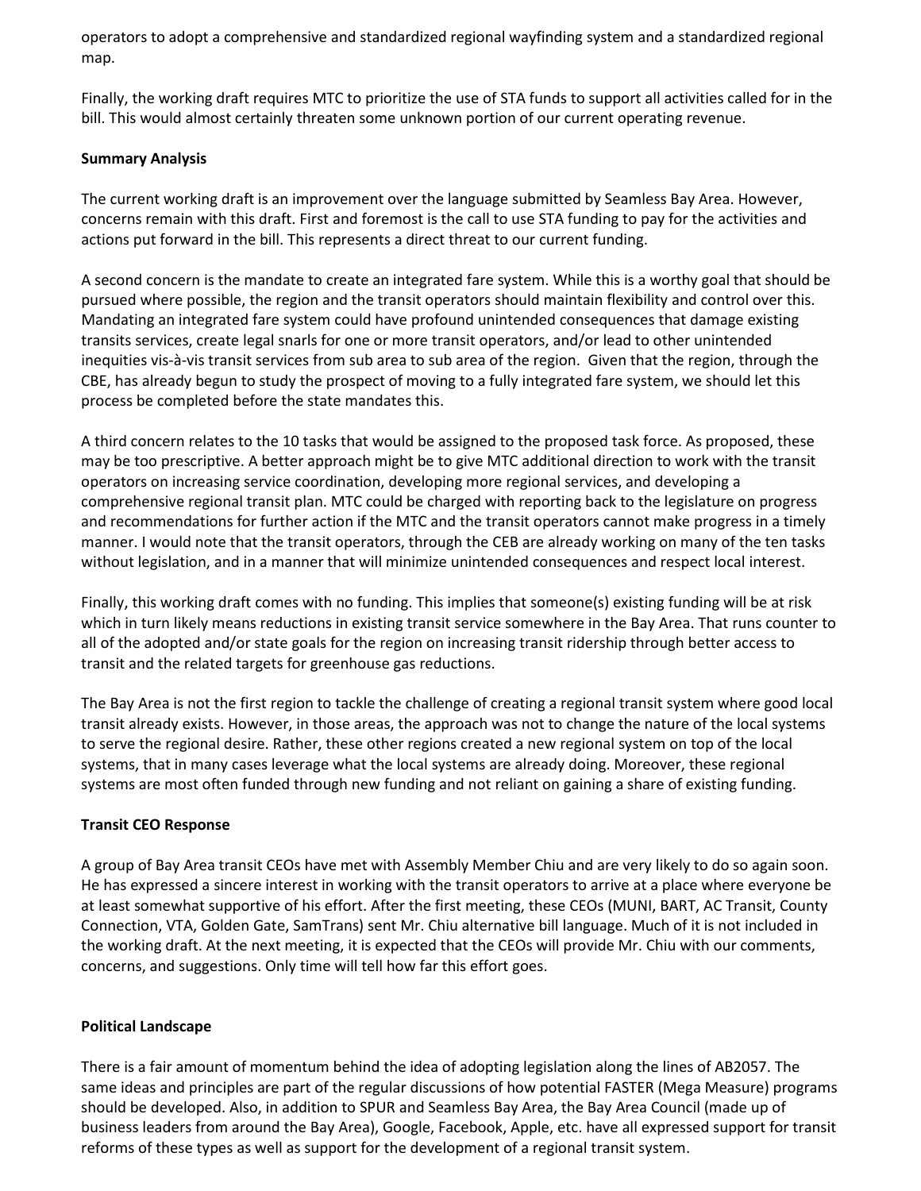operators to adopt a comprehensive and standardized regional wayfinding system and a standardized regional map.

Finally, the working draft requires MTC to prioritize the use of STA funds to support all activities called for in the bill. This would almost certainly threaten some unknown portion of our current operating revenue.

**Summary Analysis**

The current working draft is an improvement over the language submitted by Seamless Bay Area. However, concerns remain with this draft. First and foremost is the call to use STA funding to pay for the activities and actions put forward in the bill. This represents a direct threat to our current funding.

A second concern is the mandate to create an integrated fare system. While this is a worthy goal that should be pursued where possible, the region and the transit operators should maintain flexibility and control over this. Mandating an integrated fare system could have profound unintended consequences that damage existing transits services, create legal snarls for one or more transit operators, and/or lead to other unintended inequities vis-à-vis transit services from sub area to sub area of the region. Given that the region, through the CBE, has already begun to study the prospect of moving to a fully integrated fare system, we should let this process be completed before the state mandates this.

A third concern relates to the 10 tasks that would be assigned to the proposed task force. As proposed, these may be too prescriptive. A better approach might be to give MTC additional direction to work with the transit operators on increasing service coordination, developing more regional services, and developing a comprehensive regional transit plan. MTC could be charged with reporting back to the legislature on progress and recommendations for further action if the MTC and the transit operators cannot make progress in a timely manner. I would note that the transit operators, through the CEB are already working on many of the ten tasks without legislation, and in a manner that will minimize unintended consequences and respect local interest.

Finally, this working draft comes with no funding. This implies that someone(s) existing funding will be at risk which in turn likely means reductions in existing transit service somewhere in the Bay Area. That runs counter to all of the adopted and/or state goals for the region on increasing transit ridership through better access to transit and the related targets for greenhouse gas reductions.

The Bay Area is not the first region to tackle the challenge of creating a regional transit system where good local transit already exists. However, in those areas, the approach was not to change the nature of the local systems to serve the regional desire. Rather, these other regions created a new regional system on top of the local systems, that in many cases leverage what the local systems are already doing. Moreover, these regional systems are most often funded through new funding and not reliant on gaining a share of existing funding.

**Transit CEO Response**

A group of Bay Area transit CEOs have met with Assembly Member Chiu and are very likely to do so again soon. He has expressed a sincere interest in working with the transit operators to arrive at a place where everyone be at least somewhat supportive of his effort. After the first meeting, these CEOs (MUNI, BART, AC Transit, County Connection, VTA, Golden Gate, SamTrans) sent Mr. Chiu alternative bill language. Much of it is not included in the working draft. At the next meeting, it is expected that the CEOs will provide Mr. Chiu with our comments, concerns, and suggestions. Only time will tell how far this effort goes.

**Political Landscape**

There is a fair amount of momentum behind the idea of adopting legislation along the lines of AB2057. The same ideas and principles are part of the regular discussions of how potential FASTER (Mega Measure) programs should be developed. Also, in addition to SPUR and Seamless Bay Area, the Bay Area Council (made up of business leaders from around the Bay Area), Google, Facebook, Apple, etc. have all expressed support for transit reforms of these types as well as support for the development of a regional transit system.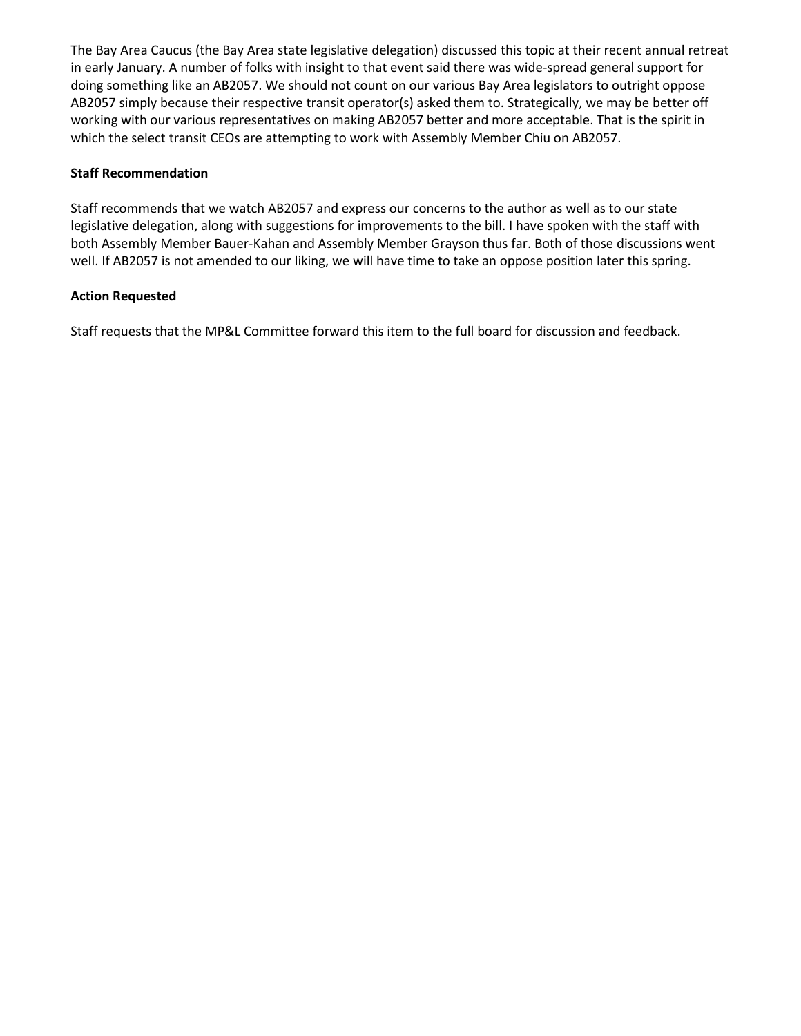The Bay Area Caucus (the Bay Area state legislative delegation) discussed this topic at their recent annual retreat in early January. A number of folks with insight to that event said there was wide-spread general support for doing something like an AB2057. We should not count on our various Bay Area legislators to outright oppose AB2057 simply because their respective transit operator(s) asked them to. Strategically, we may be better off working with our various representatives on making AB2057 better and more acceptable. That is the spirit in which the select transit CEOs are attempting to work with Assembly Member Chiu on AB2057.

**Staff Recommendation**

Staff recommends that we watch AB2057 and express our concerns to the author as well as to our state legislative delegation, along with suggestions for improvements to the bill. I have spoken with the staff with both Assembly Member Bauer-Kahan and Assembly Member Grayson thus far. Both of those discussions went well. If AB2057 is not amended to our liking, we will have time to take an oppose position later this spring.

**Action Requested**

Staff requests that the MP&L Committee forward this item to the full board for discussion and feedback.